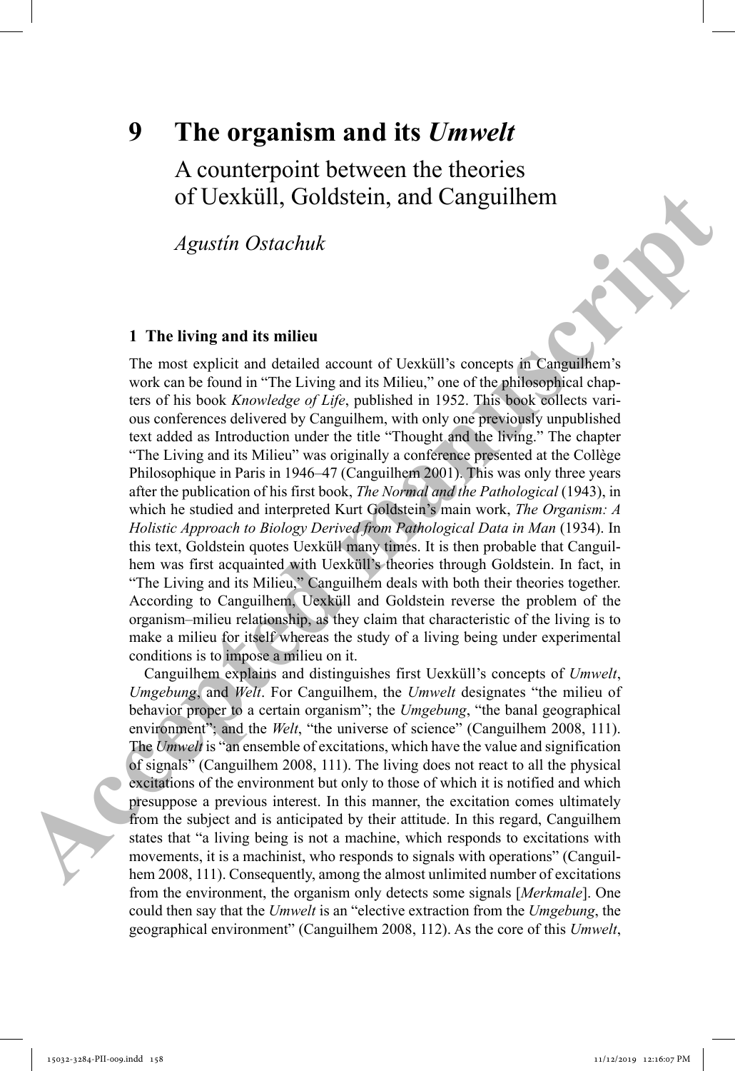# 9 The organism and its *Umwelt*

## A counterpoint between the theories of Uexküll, Goldstein, and Canguilhem

*Agustín Ostachuk*

### 1 The living and its milieu

The most explicit and detailed account of Uexküll's concepts in Canguilhem's work can be found in "The Living and its Milieu," one of the philosophical chapters of his book *Knowledge of Life*, published in 1952. This book collects various conferences delivered by Canguilhem, with only one previously unpublished text added as Introduction under the title "Thought and the living." The chapter "The Living and its Milieu" was originally a conference presented at the Collège Philosophique in Paris in 1946–47 (Canguilhem 2001). This was only three years after the publication of his first book, *The Normal and the Pathological* (1943), in which he studied and interpreted Kurt Goldstein's main work, *The Organism: A Holistic Approach to Biology Derived from Pathological Data in Man* (1934). In this text, Goldstein quotes Uexküll many times. It is then probable that Canguilhem was first acquainted with Uexküll's theories through Goldstein. In fact, in "The Living and its Milieu," Canguilhem deals with both their theories together. According to Canguilhem, Uexküll and Goldstein reverse the problem of the organism–milieu relationship, as they claim that characteristic of the living is to make a milieu for itself whereas the study of a living being under experimental conditions is to impose a milieu on it.

Canguilhem explains and distinguishes first Uexküll's concepts of *Umwelt*, *Umgebung*, and *Welt*. For Canguilhem, the *Umwelt* designates "the milieu of behavior proper to a certain organism"; the *Umgebung*, "the banal geographical environment"; and the *Welt*, "the universe of science" (Canguilhem 2008, 111). The *Umwelt* is "an ensemble of excitations, which have the value and signification of signals" (Canguilhem 2008, 111). The living does not react to all the physical excitations of the environment but only to those of which it is notified and which presuppose a previous interest. In this manner, the excitation comes ultimately from the subject and is anticipated by their attitude. In this regard, Canguilhem states that "a living being is not a machine, which responds to excitations with movements, it is a machinist, who responds to signals with operations" (Canguilhem 2008, 111). Consequently, among the almost unlimited number of excitations from the environment, the organism only detects some signals [*Merkmale*]. One could then say that the *Umwelt* is an "elective extraction from the *Umgebung*, the geographical environment" (Canguilhem 2008, 112). As the core of this *Umwelt*,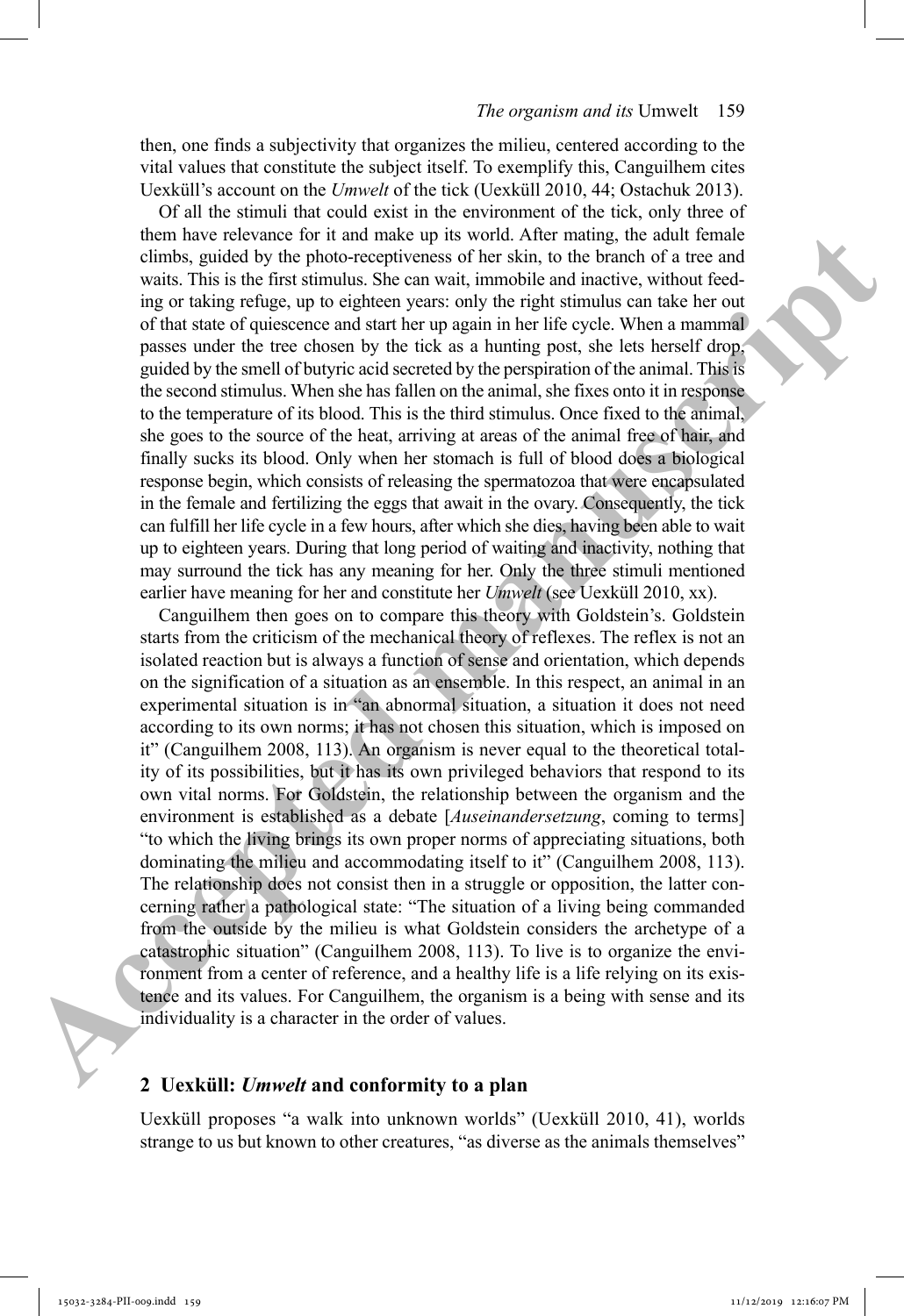then, one finds a subjectivity that organizes the milieu, centered according to the vital values that constitute the subject itself. To exemplify this, Canguilhem cites Uexküll's account on the *Umwelt* of the tick (Uexküll 2010, 44; Ostachuk 2013).

Of all the stimuli that could exist in the environment of the tick, only three of them have relevance for it and make up its world. After mating, the adult female climbs, guided by the photo-receptiveness of her skin, to the branch of a tree and waits. This is the first stimulus. She can wait, immobile and inactive, without feeding or taking refuge, up to eighteen years: only the right stimulus can take her out of that state of quiescence and start her up again in her life cycle. When a mammal passes under the tree chosen by the tick as a hunting post, she lets herself drop, guided by the smell of butyric acid secreted by the perspiration of the animal. This is the second stimulus. When she has fallen on the animal, she fixes onto it in response to the temperature of its blood. This is the third stimulus. Once fixed to the animal, she goes to the source of the heat, arriving at areas of the animal free of hair, and finally sucks its blood. Only when her stomach is full of blood does a biological response begin, which consists of releasing the spermatozoa that were encapsulated in the female and fertilizing the eggs that await in the ovary. Consequently, the tick can fulfill her life cycle in a few hours, after which she dies, having been able to wait up to eighteen years. During that long period of waiting and inactivity, nothing that may surround the tick has any meaning for her. Only the three stimuli mentioned earlier have meaning for her and constitute her *Umwelt* (see Uexküll 2010, xx).

Canguilhem then goes on to compare this theory with Goldstein's. Goldstein starts from the criticism of the mechanical theory of reflexes. The reflex is not an isolated reaction but is always a function of sense and orientation, which depends on the signification of a situation as an ensemble. In this respect, an animal in an experimental situation is in "an abnormal situation, a situation it does not need according to its own norms; it has not chosen this situation, which is imposed on it" (Canguilhem 2008, 113). An organism is never equal to the theoretical totality of its possibilities, but it has its own privileged behaviors that respond to its own vital norms. For Goldstein, the relationship between the organism and the environment is established as a debate [*Auseinandersetzung*, coming to terms] "to which the living brings its own proper norms of appreciating situations, both dominating the milieu and accommodating itself to it" (Canguilhem 2008, 113). The relationship does not consist then in a struggle or opposition, the latter concerning rather a pathological state: "The situation of a living being commanded from the outside by the milieu is what Goldstein considers the archetype of a catastrophic situation" (Canguilhem 2008, 113). To live is to organize the environment from a center of reference, and a healthy life is a life relying on its existence and its values. For Canguilhem, the organism is a being with sense and its individuality is a character in the order of values.

## 2 Uexküll: *Umwelt* and conformity to a plan

Uexküll proposes "a walk into unknown worlds" (Uexküll 2010, 41), worlds strange to us but known to other creatures, "as diverse as the animals themselves"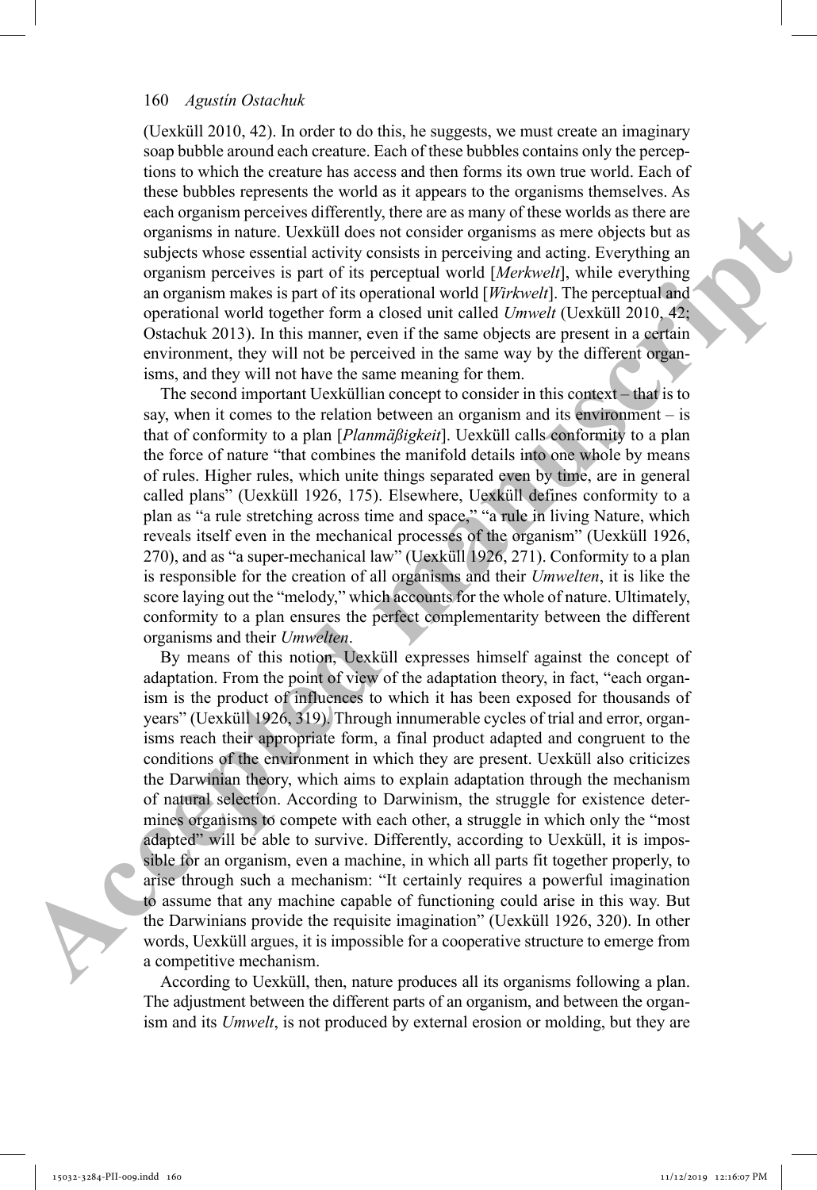(Uexküll 2010, 42). In order to do this, he suggests, we must create an imaginary soap bubble around each creature. Each of these bubbles contains only the perceptions to which the creature has access and then forms its own true world. Each of these bubbles represents the world as it appears to the organisms themselves. As each organism perceives differently, there are as many of these worlds as there are organisms in nature. Uexküll does not consider organisms as mere objects but as subjects whose essential activity consists in perceiving and acting. Everything an organism perceives is part of its perceptual world [*Merkwelt*], while everything an organism makes is part of its operational world [*Wirkwelt*]. The perceptual and operational world together form a closed unit called *Umwelt* (Uexküll 2010, 42; Ostachuk 2013). In this manner, even if the same objects are present in a certain environment, they will not be perceived in the same way by the different organisms, and they will not have the same meaning for them.

The second important Uexküllian concept to consider in this context – that is to say, when it comes to the relation between an organism and its environment – is that of conformity to a plan [*Planmäßigkeit*]. Uexküll calls conformity to a plan the force of nature "that combines the manifold details into one whole by means of rules. Higher rules, which unite things separated even by time, are in general called plans" (Uexküll 1926, 175). Elsewhere, Uexküll defines conformity to a plan as "a rule stretching across time and space," "a rule in living Nature, which reveals itself even in the mechanical processes of the organism" (Uexküll 1926, 270), and as "a super-mechanical law" (Uexküll 1926, 271). Conformity to a plan is responsible for the creation of all organisms and their *Umwelten*, it is like the score laying out the "melody," which accounts for the whole of nature. Ultimately, conformity to a plan ensures the perfect complementarity between the different organisms and their *Umwelten*.

By means of this notion, Uexküll expresses himself against the concept of adaptation. From the point of view of the adaptation theory, in fact, "each organism is the product of influences to which it has been exposed for thousands of years" (Uexküll 1926, 319). Through innumerable cycles of trial and error, organisms reach their appropriate form, a final product adapted and congruent to the conditions of the environment in which they are present. Uexküll also criticizes the Darwinian theory, which aims to explain adaptation through the mechanism of natural selection. According to Darwinism, the struggle for existence determines organisms to compete with each other, a struggle in which only the "most adapted" will be able to survive. Differently, according to Uexküll, it is impossible for an organism, even a machine, in which all parts fit together properly, to arise through such a mechanism: "It certainly requires a powerful imagination to assume that any machine capable of functioning could arise in this way. But the Darwinians provide the requisite imagination" (Uexküll 1926, 320). In other words, Uexküll argues, it is impossible for a cooperative structure to emerge from a competitive mechanism.

According to Uexküll, then, nature produces all its organisms following a plan. The adjustment between the different parts of an organism, and between the organism and its *Umwelt*, is not produced by external erosion or molding, but they are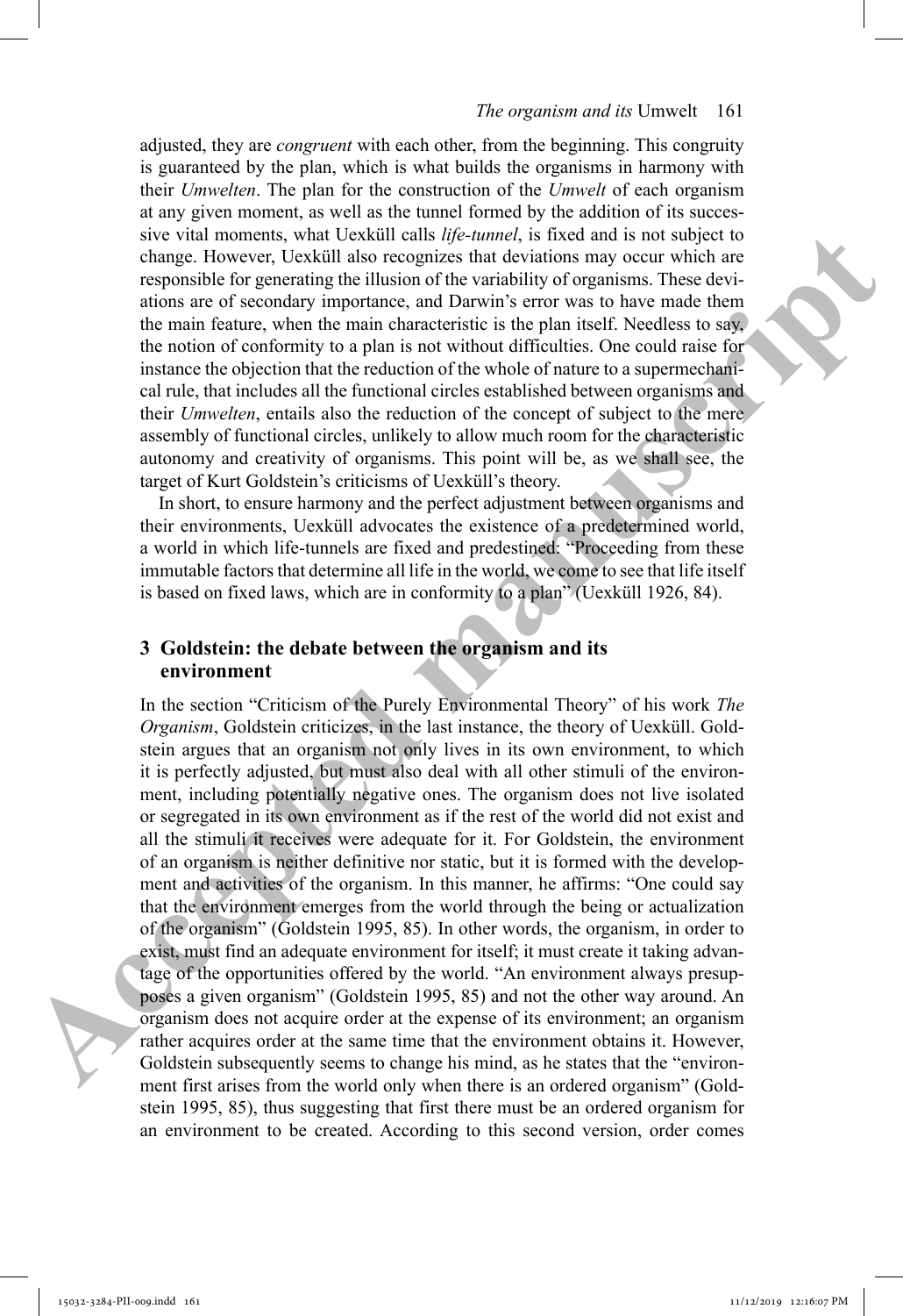adjusted, they are *congruent* with each other, from the beginning. This congruity is guaranteed by the plan, which is what builds the organisms in harmony with their *Umwelten*. The plan for the construction of the *Umwelt* of each organism at any given moment, as well as the tunnel formed by the addition of its successive vital moments, what Uexküll calls *life-tunnel*, is fixed and is not subject to change. However, Uexküll also recognizes that deviations may occur which are responsible for generating the illusion of the variability of organisms. These deviations are of secondary importance, and Darwin's error was to have made them the main feature, when the main characteristic is the plan itself. Needless to say, the notion of conformity to a plan is not without difficulties. One could raise for instance the objection that the reduction of the whole of nature to a supermechanical rule, that includes all the functional circles established between organisms and their *Umwelten*, entails also the reduction of the concept of subject to the mere assembly of functional circles, unlikely to allow much room for the characteristic autonomy and creativity of organisms. This point will be, as we shall see, the target of Kurt Goldstein's criticisms of Uexküll's theory.

In short, to ensure harmony and the perfect adjustment between organisms and their environments, Uexküll advocates the existence of a predetermined world, a world in which life-tunnels are fixed and predestined: "Proceeding from these immutable factors that determine all life in the world, we come to see that life itself is based on fixed laws, which are in conformity to a plan" (Uexküll 1926, 84).

## 3 Goldstein: the debate between the organism and its environment

In the section "Criticism of the Purely Environmental Theory" of his work *The Organism*, Goldstein criticizes, in the last instance, the theory of Uexküll. Goldstein argues that an organism not only lives in its own environment, to which it is perfectly adjusted, but must also deal with all other stimuli of the environment, including potentially negative ones. The organism does not live isolated or segregated in its own environment as if the rest of the world did not exist and all the stimuli it receives were adequate for it. For Goldstein, the environment of an organism is neither definitive nor static, but it is formed with the development and activities of the organism. In this manner, he affirms: "One could say that the environment emerges from the world through the being or actualization of the organism" (Goldstein 1995, 85). In other words, the organism, in order to exist, must find an adequate environment for itself; it must create it taking advantage of the opportunities offered by the world. "An environment always presupposes a given organism" (Goldstein 1995, 85) and not the other way around. An organism does not acquire order at the expense of its environment; an organism rather acquires order at the same time that the environment obtains it. However, Goldstein subsequently seems to change his mind, as he states that the "environment first arises from the world only when there is an ordered organism" (Goldstein 1995, 85), thus suggesting that first there must be an ordered organism for an environment to be created. According to this second version, order comes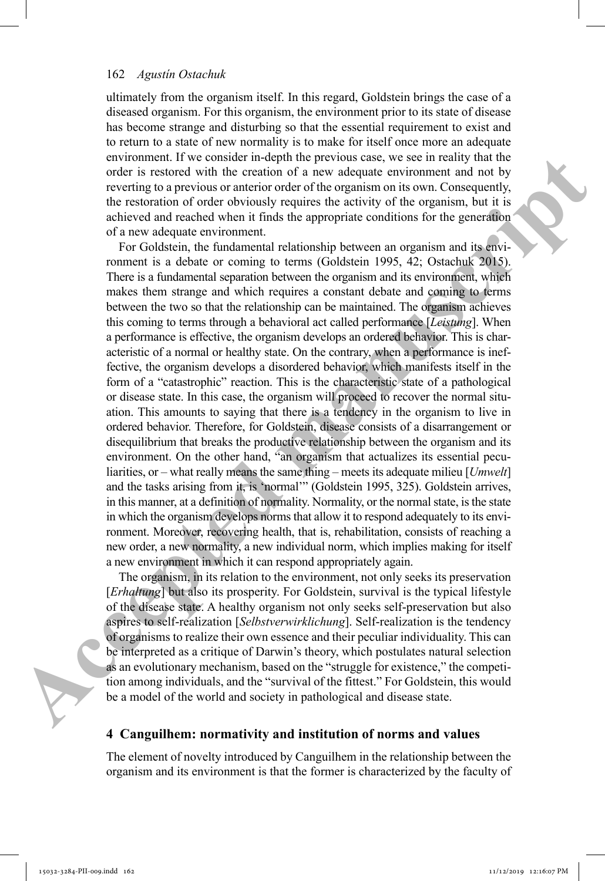ultimately from the organism itself. In this regard, Goldstein brings the case of a diseased organism. For this organism, the environment prior to its state of disease has become strange and disturbing so that the essential requirement to exist and to return to a state of new normality is to make for itself once more an adequate environment. If we consider in-depth the previous case, we see in reality that the order is restored with the creation of a new adequate environment and not by reverting to a previous or anterior order of the organism on its own. Consequently, the restoration of order obviously requires the activity of the organism, but it is achieved and reached when it finds the appropriate conditions for the generation of a new adequate environment.

For Goldstein, the fundamental relationship between an organism and its environment is a debate or coming to terms (Goldstein 1995, 42; Ostachuk 2015). There is a fundamental separation between the organism and its environment, which makes them strange and which requires a constant debate and coming to terms between the two so that the relationship can be maintained. The organism achieves this coming to terms through a behavioral act called performance [*Leistung*]. When a performance is effective, the organism develops an ordered behavior. This is characteristic of a normal or healthy state. On the contrary, when a performance is ineffective, the organism develops a disordered behavior, which manifests itself in the form of a "catastrophic" reaction. This is the characteristic state of a pathological or disease state. In this case, the organism will proceed to recover the normal situation. This amounts to saying that there is a tendency in the organism to live in ordered behavior. Therefore, for Goldstein, disease consists of a disarrangement or disequilibrium that breaks the productive relationship between the organism and its environment. On the other hand, "an organism that actualizes its essential peculiarities, or – what really means the same thing – meets its adequate milieu [*Umwelt*] and the tasks arising from it, is 'normal'" (Goldstein 1995, 325). Goldstein arrives, in this manner, at a definition of normality. Normality, or the normal state, is the state in which the organism develops norms that allow it to respond adequately to its environment. Moreover, recovering health, that is, rehabilitation, consists of reaching a new order, a new normality, a new individual norm, which implies making for itself a new environment in which it can respond appropriately again.

The organism, in its relation to the environment, not only seeks its preservation [*Erhaltung*] but also its prosperity. For Goldstein, survival is the typical lifestyle of the disease state. A healthy organism not only seeks self-preservation but also aspires to self-realization [*Selbstverwirklichung*]. Self-realization is the tendency of organisms to realize their own essence and their peculiar individuality. This can be interpreted as a critique of Darwin's theory, which postulates natural selection as an evolutionary mechanism, based on the "struggle for existence," the competition among individuals, and the "survival of the fittest." For Goldstein, this would be a model of the world and society in pathological and disease state.

## 4 Canguilhem: normativity and institution of norms and values

The element of novelty introduced by Canguilhem in the relationship between the organism and its environment is that the former is characterized by the faculty of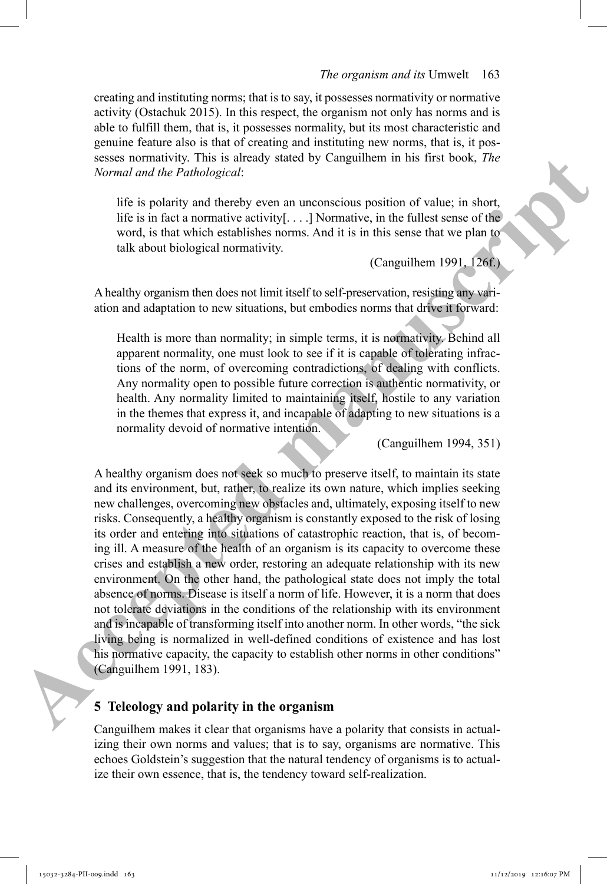creating and instituting norms; that is to say, it possesses normativity or normative activity (Ostachuk 2015). In this respect, the organism not only has norms and is able to fulfill them, that is, it possesses normality, but its most characteristic and genuine feature also is that of creating and instituting new norms, that is, it possesses normativity. This is already stated by Canguilhem in his first book, *The Normal and the Pathological*:

> life is polarity and thereby even an unconscious position of value; in short, life is in fact a normative activity[. . . .] Normative, in the fullest sense of the word, is that which establishes norms. And it is in this sense that we plan to talk about biological normativity.
>
> (Canguilhem 1991, 126f.)

A healthy organism then does not limit itself to self-preservation, resisting any variation and adaptation to new situations, but embodies norms that drive it forward:

> Health is more than normality; in simple terms, it is normativity. Behind all apparent normality, one must look to see if it is capable of tolerating infractions of the norm, of overcoming contradictions, of dealing with conflicts. Any normality open to possible future correction is authentic normativity, or health. Any normality limited to maintaining itself, hostile to any variation in the themes that express it, and incapable of adapting to new situations is a normality devoid of normative intention.
>
> (Canguilhem 1994, 351)

A healthy organism does not seek so much to preserve itself, to maintain its state and its environment, but, rather, to realize its own nature, which implies seeking new challenges, overcoming new obstacles and, ultimately, exposing itself to new risks. Consequently, a healthy organism is constantly exposed to the risk of losing its order and entering into situations of catastrophic reaction, that is, of becoming ill. A measure of the health of an organism is its capacity to overcome these crises and establish a new order, restoring an adequate relationship with its new environment. On the other hand, the pathological state does not imply the total absence of norms. Disease is itself a norm of life. However, it is a norm that does not tolerate deviations in the conditions of the relationship with its environment and is incapable of transforming itself into another norm. In other words, "the sick living being is normalized in well-defined conditions of existence and has lost his normative capacity, the capacity to establish other norms in other conditions" (Canguilhem 1991, 183).

## 5 Teleology and polarity in the organism

Canguilhem makes it clear that organisms have a polarity that consists in actualizing their own norms and values; that is to say, organisms are normative. This echoes Goldstein's suggestion that the natural tendency of organisms is to actualize their own essence, that is, the tendency toward self-realization.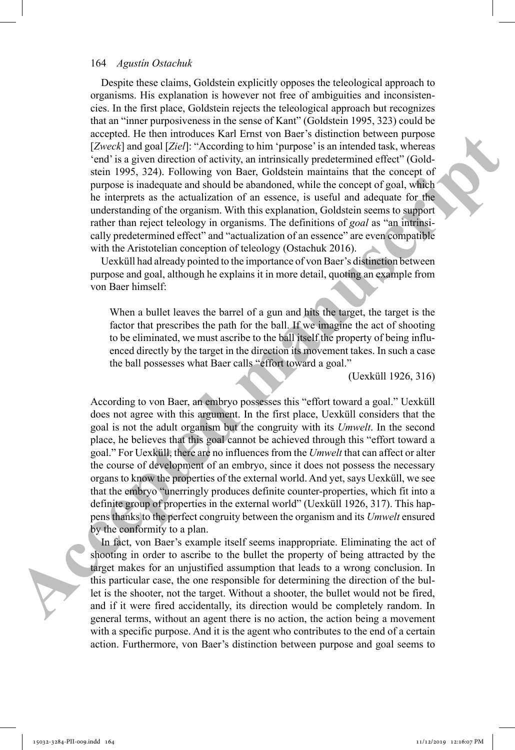Despite these claims, Goldstein explicitly opposes the teleological approach to organisms. His explanation is however not free of ambiguities and inconsistencies. In the first place, Goldstein rejects the teleological approach but recognizes that an "inner purposiveness in the sense of Kant" (Goldstein 1995, 323) could be accepted. He then introduces Karl Ernst von Baer's distinction between purpose [*Zweck*] and goal [*Ziel*]: "According to him 'purpose' is an intended task, whereas 'end' is a given direction of activity, an intrinsically predetermined effect" (Goldstein 1995, 324). Following von Baer, Goldstein maintains that the concept of purpose is inadequate and should be abandoned, while the concept of goal, which he interprets as the actualization of an essence, is useful and adequate for the understanding of the organism. With this explanation, Goldstein seems to support rather than reject teleology in organisms. The definitions of *goal* as "an intrinsically predetermined effect" and "actualization of an essence" are even compatible with the Aristotelian conception of teleology (Ostachuk 2016).

Uexküll had already pointed to the importance of von Baer's distinction between purpose and goal, although he explains it in more detail, quoting an example from von Baer himself:

> When a bullet leaves the barrel of a gun and hits the target, the target is the factor that prescribes the path for the ball. If we imagine the act of shooting to be eliminated, we must ascribe to the ball itself the property of being influenced directly by the target in the direction its movement takes. In such a case the ball possesses what Baer calls "effort toward a goal."
>
> (Uexküll 1926, 316)

According to von Baer, an embryo possesses this "effort toward a goal." Uexküll does not agree with this argument. In the first place, Uexküll considers that the goal is not the adult organism but the congruity with its *Umwelt*. In the second place, he believes that this goal cannot be achieved through this "effort toward a goal." For Uexküll, there are no influences from the *Umwelt* that can affect or alter the course of development of an embryo, since it does not possess the necessary organs to know the properties of the external world. And yet, says Uexküll, we see that the embryo "unerringly produces definite counter-properties, which fit into a definite group of properties in the external world" (Uexküll 1926, 317). This happens thanks to the perfect congruity between the organism and its *Umwelt* ensured by the conformity to a plan.

In fact, von Baer's example itself seems inappropriate. Eliminating the act of shooting in order to ascribe to the bullet the property of being attracted by the target makes for an unjustified assumption that leads to a wrong conclusion. In this particular case, the one responsible for determining the direction of the bullet is the shooter, not the target. Without a shooter, the bullet would not be fired, and if it were fired accidentally, its direction would be completely random. In general terms, without an agent there is no action, the action being a movement with a specific purpose. And it is the agent who contributes to the end of a certain action. Furthermore, von Baer's distinction between purpose and goal seems to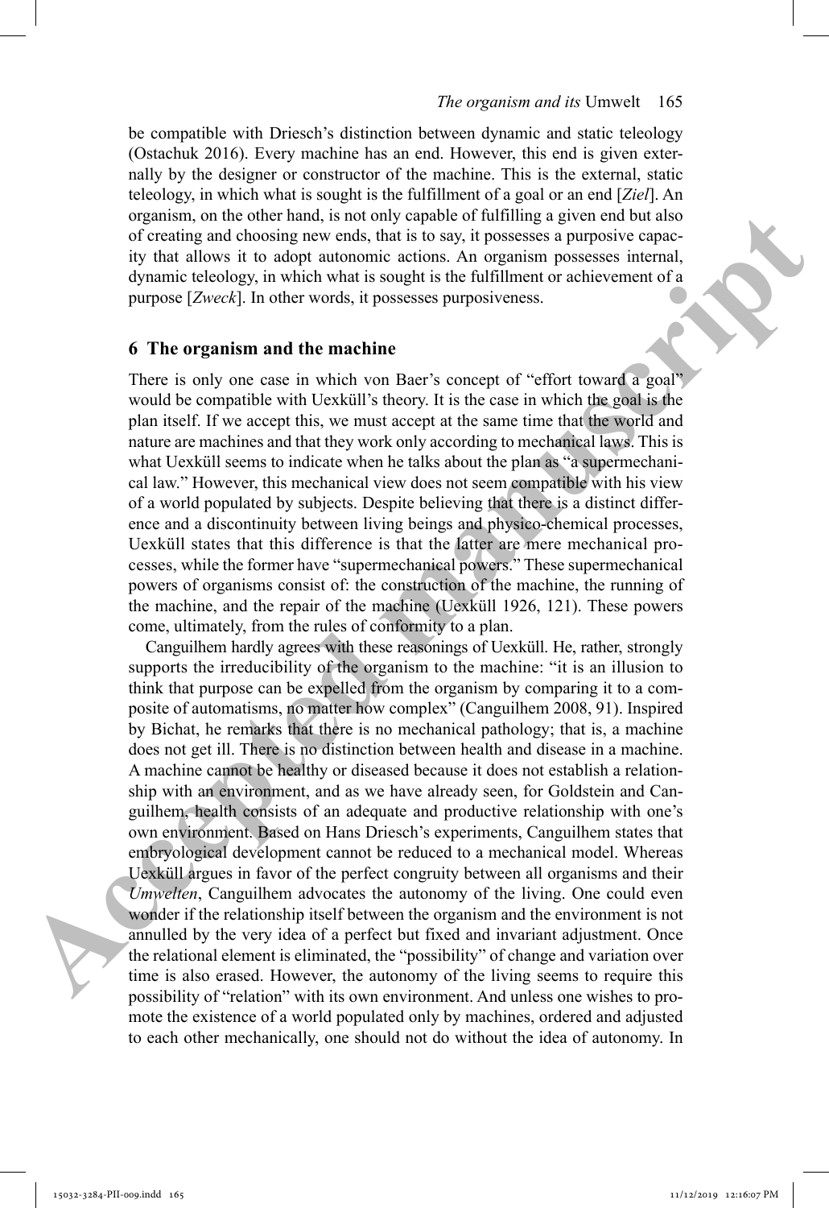be compatible with Driesch's distinction between dynamic and static teleology (Ostachuk 2016). Every machine has an end. However, this end is given externally by the designer or constructor of the machine. This is the external, static teleology, in which what is sought is the fulfillment of a goal or an end [*Ziel*]. An organism, on the other hand, is not only capable of fulfilling a given end but also of creating and choosing new ends, that is to say, it possesses a purposive capacity that allows it to adopt autonomic actions. An organism possesses internal, dynamic teleology, in which what is sought is the fulfillment or achievement of a purpose [*Zweck*]. In other words, it possesses purposiveness.

## 6 The organism and the machine

There is only one case in which von Baer's concept of "effort toward a goal" would be compatible with Uexküll's theory. It is the case in which the goal is the plan itself. If we accept this, we must accept at the same time that the world and nature are machines and that they work only according to mechanical laws. This is what Uexküll seems to indicate when he talks about the plan as "a supermechanical law." However, this mechanical view does not seem compatible with his view of a world populated by subjects. Despite believing that there is a distinct difference and a discontinuity between living beings and physico-chemical processes, Uexküll states that this difference is that the latter are mere mechanical processes, while the former have "supermechanical powers." These supermechanical powers of organisms consist of: the construction of the machine, the running of the machine, and the repair of the machine (Uexküll 1926, 121). These powers come, ultimately, from the rules of conformity to a plan.

Canguilhem hardly agrees with these reasonings of Uexküll. He, rather, strongly supports the irreducibility of the organism to the machine: "it is an illusion to think that purpose can be expelled from the organism by comparing it to a composite of automatisms, no matter how complex" (Canguilhem 2008, 91). Inspired by Bichat, he remarks that there is no mechanical pathology; that is, a machine does not get ill. There is no distinction between health and disease in a machine. A machine cannot be healthy or diseased because it does not establish a relationship with an environment, and as we have already seen, for Goldstein and Canguilhem, health consists of an adequate and productive relationship with one's own environment. Based on Hans Driesch's experiments, Canguilhem states that embryological development cannot be reduced to a mechanical model. Whereas Uexküll argues in favor of the perfect congruity between all organisms and their *Umwelten*, Canguilhem advocates the autonomy of the living. One could even wonder if the relationship itself between the organism and the environment is not annulled by the very idea of a perfect but fixed and invariant adjustment. Once the relational element is eliminated, the "possibility" of change and variation over time is also erased. However, the autonomy of the living seems to require this possibility of "relation" with its own environment. And unless one wishes to promote the existence of a world populated only by machines, ordered and adjusted to each other mechanically, one should not do without the idea of autonomy. In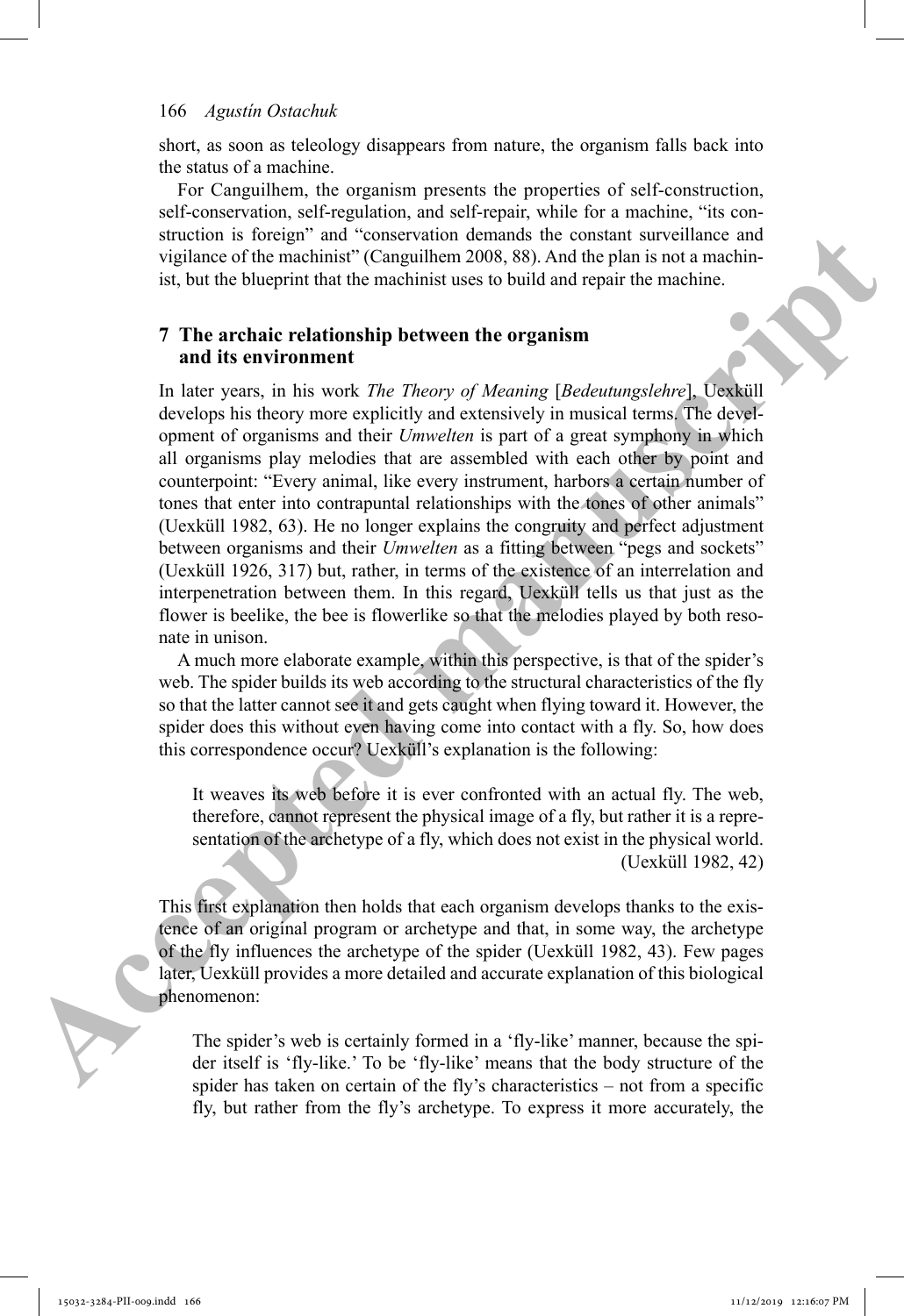short, as soon as teleology disappears from nature, the organism falls back into the status of a machine.

For Canguilhem, the organism presents the properties of self-construction, self-conservation, self-regulation, and self-repair, while for a machine, "its construction is foreign" and "conservation demands the constant surveillance and vigilance of the machinist" (Canguilhem 2008, 88). And the plan is not a machinist, but the blueprint that the machinist uses to build and repair the machine.

## 7 The archaic relationship between the organism and its environment

In later years, in his work *The Theory of Meaning* [*Bedeutungslehre*], Uexküll develops his theory more explicitly and extensively in musical terms. The development of organisms and their *Umwelten* is part of a great symphony in which all organisms play melodies that are assembled with each other by point and counterpoint: "Every animal, like every instrument, harbors a certain number of tones that enter into contrapuntal relationships with the tones of other animals" (Uexküll 1982, 63). He no longer explains the congruity and perfect adjustment between organisms and their *Umwelten* as a fitting between "pegs and sockets" (Uexküll 1926, 317) but, rather, in terms of the existence of an interrelation and interpenetration between them. In this regard, Uexküll tells us that just as the flower is beelike, the bee is flowerlike so that the melodies played by both resonate in unison.

A much more elaborate example, within this perspective, is that of the spider's web. The spider builds its web according to the structural characteristics of the fly so that the latter cannot see it and gets caught when flying toward it. However, the spider does this without even having come into contact with a fly. So, how does this correspondence occur? Uexküll's explanation is the following:

> It weaves its web before it is ever confronted with an actual fly. The web, therefore, cannot represent the physical image of a fly, but rather it is a representation of the archetype of a fly, which does not exist in the physical world. (Uexküll 1982, 42)

This first explanation then holds that each organism develops thanks to the existence of an original program or archetype and that, in some way, the archetype of the fly influences the archetype of the spider (Uexküll 1982, 43). Few pages later, Uexküll provides a more detailed and accurate explanation of this biological phenomenon:

> The spider's web is certainly formed in a 'fly-like' manner, because the spider itself is 'fly-like.' To be 'fly-like' means that the body structure of the spider has taken on certain of the fly's characteristics – not from a specific fly, but rather from the fly's archetype. To express it more accurately, the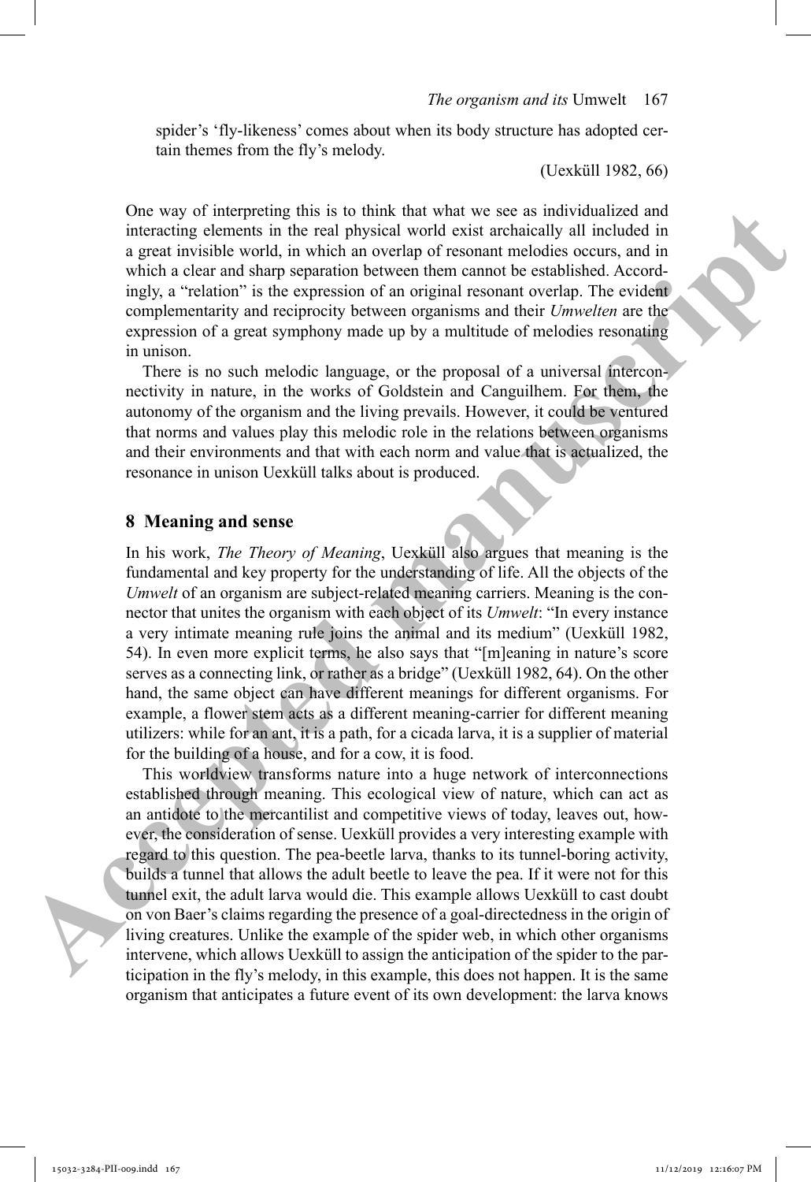spider's 'fly-likeness' comes about when its body structure has adopted certain themes from the fly's melody.

(Uexküll 1982, 66)

One way of interpreting this is to think that what we see as individualized and interacting elements in the real physical world exist archaically all included in a great invisible world, in which an overlap of resonant melodies occurs, and in which a clear and sharp separation between them cannot be established. Accordingly, a "relation" is the expression of an original resonant overlap. The evident complementarity and reciprocity between organisms and their *Umwelten* are the expression of a great symphony made up by a multitude of melodies resonating in unison.

There is no such melodic language, or the proposal of a universal interconnectivity in nature, in the works of Goldstein and Canguilhem. For them, the autonomy of the organism and the living prevails. However, it could be ventured that norms and values play this melodic role in the relations between organisms and their environments and that with each norm and value that is actualized, the resonance in unison Uexküll talks about is produced.

## 8 Meaning and sense

In his work, *The Theory of Meaning*, Uexküll also argues that meaning is the fundamental and key property for the understanding of life. All the objects of the *Umwelt* of an organism are subject-related meaning carriers. Meaning is the connector that unites the organism with each object of its *Umwelt*: "In every instance a very intimate meaning rule joins the animal and its medium" (Uexküll 1982, 54). In even more explicit terms, he also says that "[m]eaning in nature's score serves as a connecting link, or rather as a bridge" (Uexküll 1982, 64). On the other hand, the same object can have different meanings for different organisms. For example, a flower stem acts as a different meaning-carrier for different meaning utilizers: while for an ant, it is a path, for a cicada larva, it is a supplier of material for the building of a house, and for a cow, it is food.

This worldview transforms nature into a huge network of interconnections established through meaning. This ecological view of nature, which can act as an antidote to the mercantilist and competitive views of today, leaves out, however, the consideration of sense. Uexküll provides a very interesting example with regard to this question. The pea-beetle larva, thanks to its tunnel-boring activity, builds a tunnel that allows the adult beetle to leave the pea. If it were not for this tunnel exit, the adult larva would die. This example allows Uexküll to cast doubt on von Baer's claims regarding the presence of a goal-directedness in the origin of living creatures. Unlike the example of the spider web, in which other organisms intervene, which allows Uexküll to assign the anticipation of the spider to the participation in the fly's melody, in this example, this does not happen. It is the same organism that anticipates a future event of its own development: the larva knows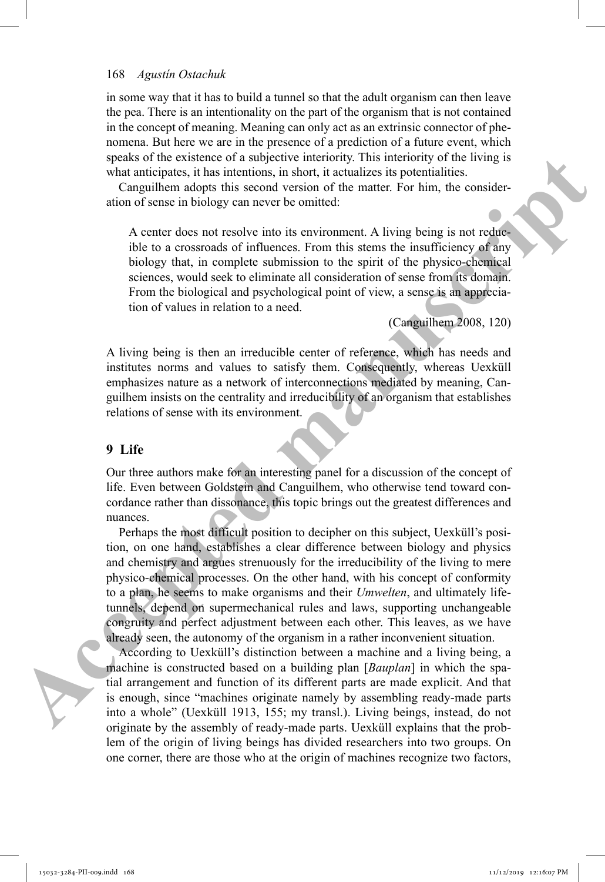in some way that it has to build a tunnel so that the adult organism can then leave the pea. There is an intentionality on the part of the organism that is not contained in the concept of meaning. Meaning can only act as an extrinsic connector of phenomena. But here we are in the presence of a prediction of a future event, which speaks of the existence of a subjective interiority. This interiority of the living is what anticipates, it has intentions, in short, it actualizes its potentialities.

Canguilhem adopts this second version of the matter. For him, the consideration of sense in biology can never be omitted:

> A center does not resolve into its environment. A living being is not reducible to a crossroads of influences. From this stems the insufficiency of any biology that, in complete submission to the spirit of the physico-chemical sciences, would seek to eliminate all consideration of sense from its domain. From the biological and psychological point of view, a sense is an appreciation of values in relation to a need.
>
> (Canguilhem 2008, 120)

A living being is then an irreducible center of reference, which has needs and institutes norms and values to satisfy them. Consequently, whereas Uexküll emphasizes nature as a network of interconnections mediated by meaning, Canguilhem insists on the centrality and irreducibility of an organism that establishes relations of sense with its environment.

## 9 Life

Our three authors make for an interesting panel for a discussion of the concept of life. Even between Goldstein and Canguilhem, who otherwise tend toward concordance rather than dissonance, this topic brings out the greatest differences and nuances.

Perhaps the most difficult position to decipher on this subject, Uexküll's position, on one hand, establishes a clear difference between biology and physics and chemistry and argues strenuously for the irreducibility of the living to mere physico-chemical processes. On the other hand, with his concept of conformity to a plan, he seems to make organisms and their *Umwelten*, and ultimately life-tunnels, depend on supermechanical rules and laws, supporting unchangeable congruity and perfect adjustment between each other. This leaves, as we have already seen, the autonomy of the organism in a rather inconvenient situation.

According to Uexküll's distinction between a machine and a living being, a machine is constructed based on a building plan [*Bauplan*] in which the spatial arrangement and function of its different parts are made explicit. And that is enough, since "machines originate namely by assembling ready-made parts into a whole" (Uexküll 1913, 155; my transl.). Living beings, instead, do not originate by the assembly of ready-made parts. Uexküll explains that the problem of the origin of living beings has divided researchers into two groups. On one corner, there are those who at the origin of machines recognize two factors,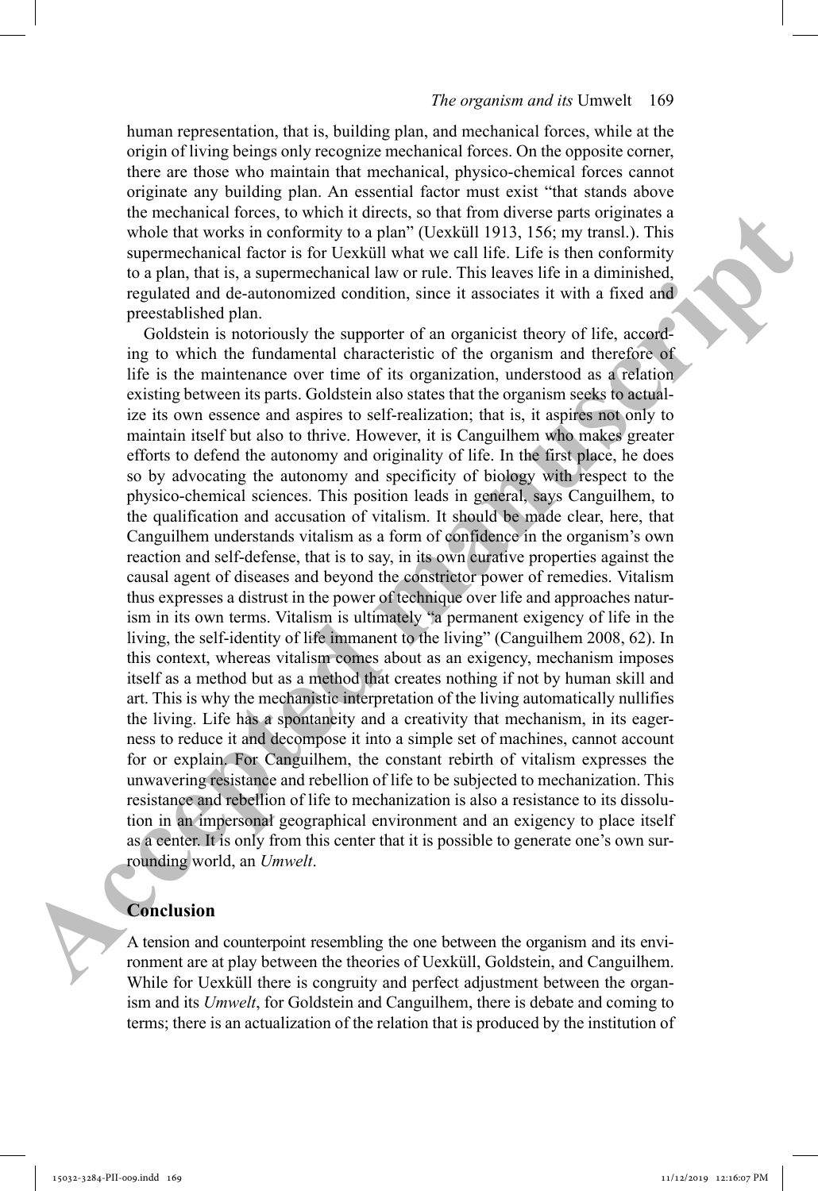human representation, that is, building plan, and mechanical forces, while at the origin of living beings only recognize mechanical forces. On the opposite corner, there are those who maintain that mechanical, physico-chemical forces cannot originate any building plan. An essential factor must exist "that stands above the mechanical forces, to which it directs, so that from diverse parts originates a whole that works in conformity to a plan" (Uexküll 1913, 156; my transl.). This supermechanical factor is for Uexküll what we call life. Life is then conformity to a plan, that is, a supermechanical law or rule. This leaves life in a diminished, regulated and de-autonomized condition, since it associates it with a fixed and preestablished plan.

Goldstein is notoriously the supporter of an organicist theory of life, according to which the fundamental characteristic of the organism and therefore of life is the maintenance over time of its organization, understood as a relation existing between its parts. Goldstein also states that the organism seeks to actualize its own essence and aspires to self-realization; that is, it aspires not only to maintain itself but also to thrive. However, it is Canguilhem who makes greater efforts to defend the autonomy and originality of life. In the first place, he does so by advocating the autonomy and specificity of biology with respect to the physico-chemical sciences. This position leads in general, says Canguilhem, to the qualification and accusation of vitalism. It should be made clear, here, that Canguilhem understands vitalism as a form of confidence in the organism's own reaction and self-defense, that is to say, in its own curative properties against the causal agent of diseases and beyond the constrictor power of remedies. Vitalism thus expresses a distrust in the power of technique over life and approaches naturism in its own terms. Vitalism is ultimately "a permanent exigency of life in the living, the self-identity of life immanent to the living" (Canguilhem 2008, 62). In this context, whereas vitalism comes about as an exigency, mechanism imposes itself as a method but as a method that creates nothing if not by human skill and art. This is why the mechanistic interpretation of the living automatically nullifies the living. Life has a spontaneity and a creativity that mechanism, in its eagerness to reduce it and decompose it into a simple set of machines, cannot account for or explain. For Canguilhem, the constant rebirth of vitalism expresses the unwavering resistance and rebellion of life to be subjected to mechanization. This resistance and rebellion of life to mechanization is also a resistance to its dissolution in an impersonal geographical environment and an exigency to place itself as a center. It is only from this center that it is possible to generate one's own surrounding world, an *Umwelt*.

## Conclusion

A tension and counterpoint resembling the one between the organism and its environment are at play between the theories of Uexküll, Goldstein, and Canguilhem. While for Uexküll there is congruity and perfect adjustment between the organism and its *Umwelt*, for Goldstein and Canguilhem, there is debate and coming to terms; there is an actualization of the relation that is produced by the institution of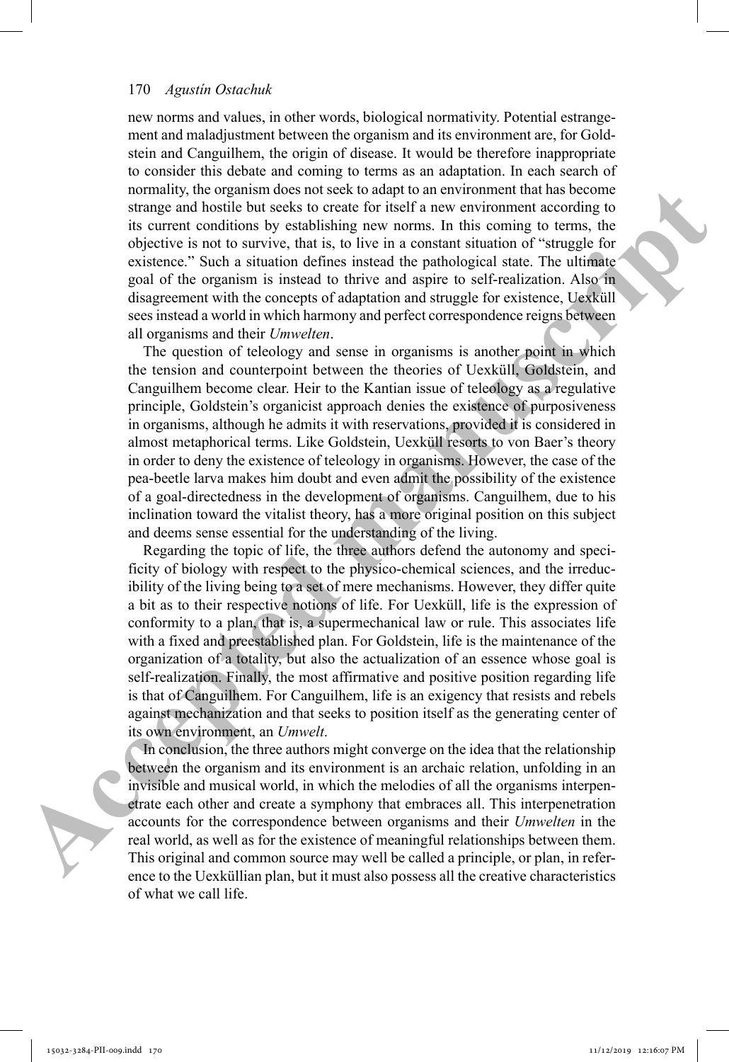new norms and values, in other words, biological normativity. Potential estrangement and maladjustment between the organism and its environment are, for Goldstein and Canguilhem, the origin of disease. It would be therefore inappropriate to consider this debate and coming to terms as an adaptation. In each search of normality, the organism does not seek to adapt to an environment that has become strange and hostile but seeks to create for itself a new environment according to its current conditions by establishing new norms. In this coming to terms, the objective is not to survive, that is, to live in a constant situation of "struggle for existence." Such a situation defines instead the pathological state. The ultimate goal of the organism is instead to thrive and aspire to self-realization. Also in disagreement with the concepts of adaptation and struggle for existence, Uexküll sees instead a world in which harmony and perfect correspondence reigns between all organisms and their *Umwelten*.

The question of teleology and sense in organisms is another point in which the tension and counterpoint between the theories of Uexküll, Goldstein, and Canguilhem become clear. Heir to the Kantian issue of teleology as a regulative principle, Goldstein's organicist approach denies the existence of purposiveness in organisms, although he admits it with reservations, provided it is considered in almost metaphorical terms. Like Goldstein, Uexküll resorts to von Baer's theory in order to deny the existence of teleology in organisms. However, the case of the pea-beetle larva makes him doubt and even admit the possibility of the existence of a goal-directedness in the development of organisms. Canguilhem, due to his inclination toward the vitalist theory, has a more original position on this subject and deems sense essential for the understanding of the living.

Regarding the topic of life, the three authors defend the autonomy and specificity of biology with respect to the physico-chemical sciences, and the irreducibility of the living being to a set of mere mechanisms. However, they differ quite a bit as to their respective notions of life. For Uexküll, life is the expression of conformity to a plan, that is, a supermechanical law or rule. This associates life with a fixed and preestablished plan. For Goldstein, life is the maintenance of the organization of a totality, but also the actualization of an essence whose goal is self-realization. Finally, the most affirmative and positive position regarding life is that of Canguilhem. For Canguilhem, life is an exigency that resists and rebels against mechanization and that seeks to position itself as the generating center of its own environment, an *Umwelt*.

In conclusion, the three authors might converge on the idea that the relationship between the organism and its environment is an archaic relation, unfolding in an invisible and musical world, in which the melodies of all the organisms interpenetrate each other and create a symphony that embraces all. This interpenetration accounts for the correspondence between organisms and their *Umwelten* in the real world, as well as for the existence of meaningful relationships between them. This original and common source may well be called a principle, or plan, in reference to the Uexküllian plan, but it must also possess all the creative characteristics of what we call life.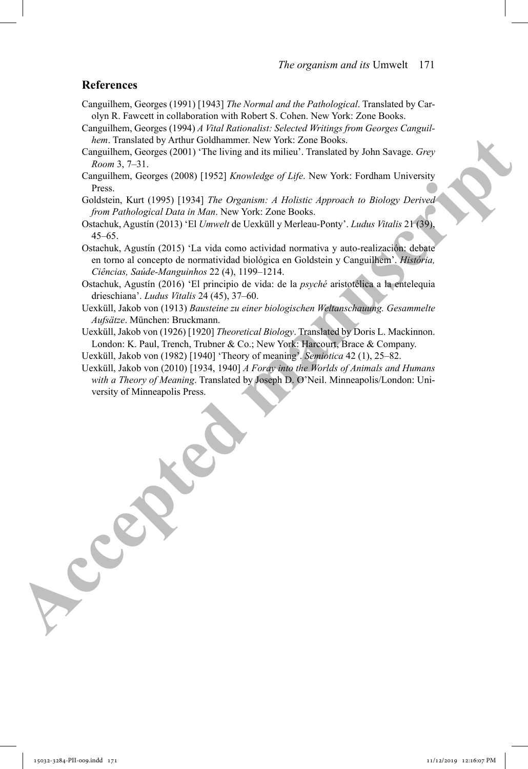## References

Canguilhem, Georges (1991) [1943] *The Normal and the Pathological*. Translated by Carolyn R. Fawcett in collaboration with Robert S. Cohen. New York: Zone Books.

Canguilhem, Georges (1994) *A Vital Rationalist: Selected Writings from Georges Canguilhem*. Translated by Arthur Goldhammer. New York: Zone Books.

Canguilhem, Georges (2001) 'The living and its milieu'. Translated by John Savage. *Grey Room* 3, 7–31.

Canguilhem, Georges (2008) [1952] *Knowledge of Life*. New York: Fordham University Press.

Goldstein, Kurt (1995) [1934] *The Organism: A Holistic Approach to Biology Derived from Pathological Data in Man*. New York: Zone Books.

Ostachuk, Agustín (2013) 'El *Umwelt* de Uexküll y Merleau-Ponty'. *Ludus Vitalis* 21 (39), 45–65.

Ostachuk, Agustín (2015) 'La vida como actividad normativa y auto-realización: debate en torno al concepto de normatividad biológica en Goldstein y Canguilhem'. *História, Ciências, Saúde-Manguinhos* 22 (4), 1199–1214.

Ostachuk, Agustín (2016) 'El principio de vida: de la *psyché* aristotélica a la entelequia drieschiana'. *Ludus Vitalis* 24 (45), 37–60.

Uexküll, Jakob von (1913) *Bausteine zu einer biologischen Weltanschauung. Gesammelte Aufsätze*. München: Bruckmann.

Uexküll, Jakob von (1926) [1920] *Theoretical Biology*. Translated by Doris L. Mackinnon. London: K. Paul, Trench, Trubner & Co.; New York: Harcourt, Brace & Company.

Uexküll, Jakob von (1982) [1940] 'Theory of meaning'. *Semiotica* 42 (1), 25–82.

Uexküll, Jakob von (2010) [1934, 1940] *A Foray into the Worlds of Animals and Humans with a Theory of Meaning*. Translated by Joseph D. O'Neil. Minneapolis/London: University of Minneapolis Press.